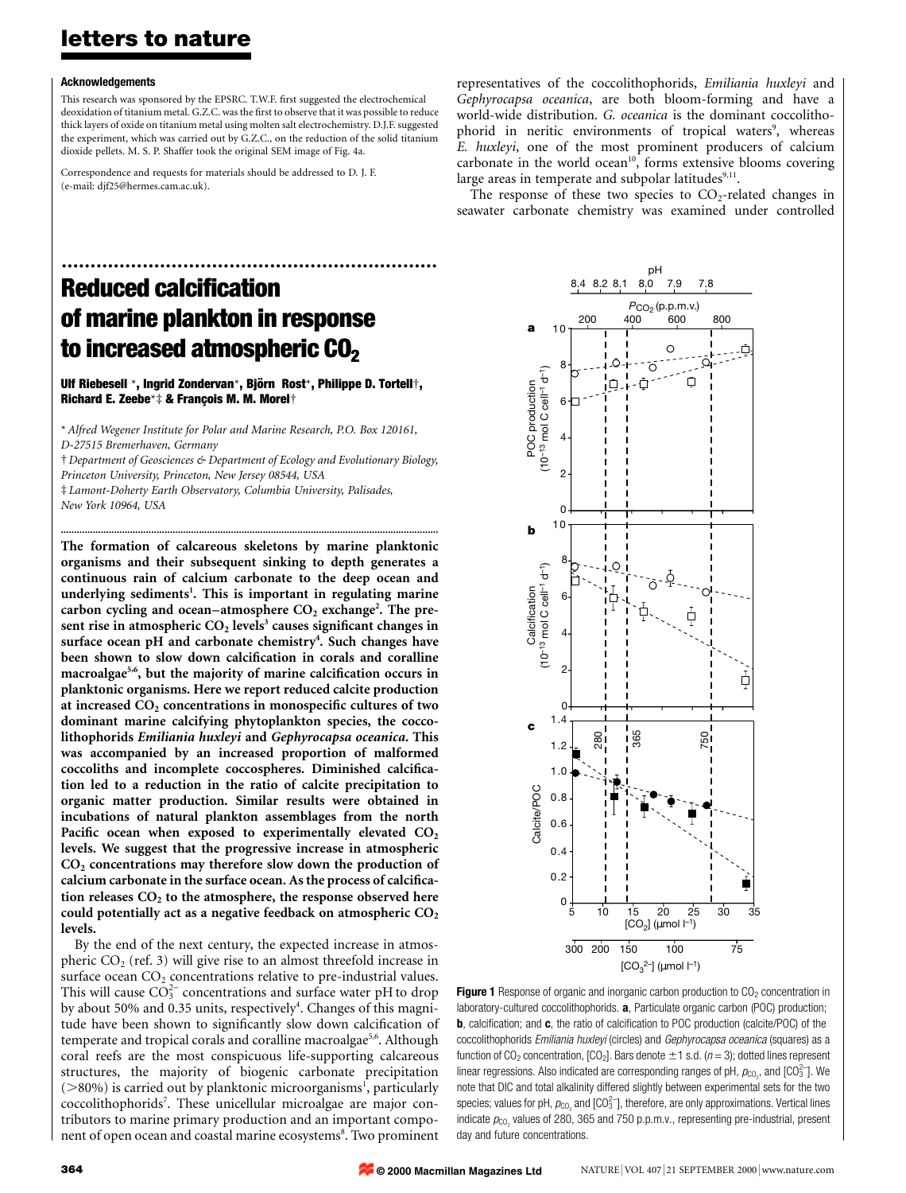## Acknowledgements

This research was sponsored by the EPSRC. T.W.F. first suggested the electrochemical deoxidation of titanium metal. G.Z.C. was the first to observe that it was possible to reduce thick layers of oxide on titanium metal using molten salt electrochemistry. D.J.F. suggested the experiment, which was carried out by G.Z.C., on the reduction of the solid titanium dioxide pellets. M. S. P. Shaffer took the original SEM image of Fig. 4a.

Correspondence and requests for materials should be addressed to D. J. F. (e-mail: djf25@hermes.cam.ac.uk).

# Reduced calcification of marine plankton in response to increased atmospheric $CO_2$

**Ulf Riebesell\*, Ingrid Zondervan\*, Björn Rost\*, Philippe D. Tortell†, Richard E. Zeebe\*‡ & François M. M. Morel†**

\* *Alfred Wegener Institute for Polar and Marine Research, P.O. Box 120161, D-27515 Bremerhaven, Germany*

† *Department of Geosciences & Department of Ecology and Evolutionary Biology, Princeton University, Princeton, New Jersey 08544, USA*

‡ *Lamont-Doherty Earth Observatory, Columbia University, Palisades, New York 10964, USA*

**The formation of calcareous skeletons by marine planktonic organisms and their subsequent sinking to depth generates a continuous rain of calcium carbonate to the deep ocean and underlying sediments[1]. This is important in regulating marine carbon cycling and ocean–atmosphere $CO_2$ exchange[2]. The present rise in atmospheric $CO_2$ levels[3] causes significant changes in surface ocean pH and carbonate chemistry[4]. Such changes have been shown to slow down calcification in corals and coralline macroalgae[5,6], but the majority of marine calcification occurs in planktonic organisms. Here we report reduced calcite production at increased $CO_2$ concentrations in monospecific cultures of two dominant marine calcifying phytoplankton species, the coccolithophorids *Emiliania huxleyi* and *Gephyrocapsa oceanica*. This was accompanied by an increased proportion of malformed coccoliths and incomplete coccospheres. Diminished calcification led to a reduction in the ratio of calcite precipitation to organic matter production. Similar results were obtained in incubations of natural plankton assemblages from the north Pacific ocean when exposed to experimentally elevated $CO_2$ levels. We suggest that the progressive increase in atmospheric $CO_2$ concentrations may therefore slow down the production of calcium carbonate in the surface ocean. As the process of calcification releases $CO_2$ to the atmosphere, the response observed here could potentially act as a negative feedback on atmospheric $CO_2$ levels.**

By the end of the next century, the expected increase in atmospheric $CO_2$ (ref. 3) will give rise to an almost threefold increase in surface ocean $CO_2$ concentrations relative to pre-industrial values. This will cause $CO_3^{2-}$ concentrations and surface water pH to drop by about 50% and 0.35 units, respectively[4]. Changes of this magnitude have been shown to significantly slow down calcification of temperate and tropical corals and coralline macroalgae[5,6]. Although coral reefs are the most conspicuous life-supporting calcareous structures, the majority of biogenic carbonate precipitation (>80%) is carried out by planktonic microorganisms[1], particularly coccolithophorids[7]. These unicellular microalgae are major contributors to marine primary production and an important component of open ocean and coastal marine ecosystems[8]. Two prominent representatives of the coccolithophorids, *Emiliania huxleyi* and *Gephyrocapsa oceanica*, are both bloom-forming and have a world-wide distribution. *G. oceanica* is the dominant coccolithophorid in neritic environments of tropical waters[9], whereas *E. huxleyi*, one of the most prominent producers of calcium carbonate in the world ocean[10], forms extensive blooms covering large areas in temperate and subpolar latitudes[9,11].

The response of these two species to $CO_2$-related changes in seawater carbonate chemistry was examined under controlled

**Figure 1** Response of organic and inorganic carbon production to $CO_2$ concentration in laboratory-cultured coccolithophorids. **a**, Particulate organic carbon (POC) production; **b**, calcification; and **c**, the ratio of calcification to POC production (calcite/POC) of the coccolithophorids *Emiliania huxleyi* (circles) and *Gephyrocapsa oceanica* (squares) as a function of $CO_2$ concentration, $[CO_2]$. Bars denote ±1 s.d. ($n = 3$); dotted lines represent linear regressions. Also indicated are corresponding ranges of pH, $p_{CO_2}$, and $[CO_3^{2-}]$. We note that DIC and total alkalinity differed slightly between experimental sets for the two species; values for pH, $p_{CO_2}$ and $[CO_3^{2-}]$, therefore, are only approximations. Vertical lines indicate $p_{CO_2}$ values of 280, 365 and 750 p.p.m.v., representing pre-industrial, present day and future concentrations.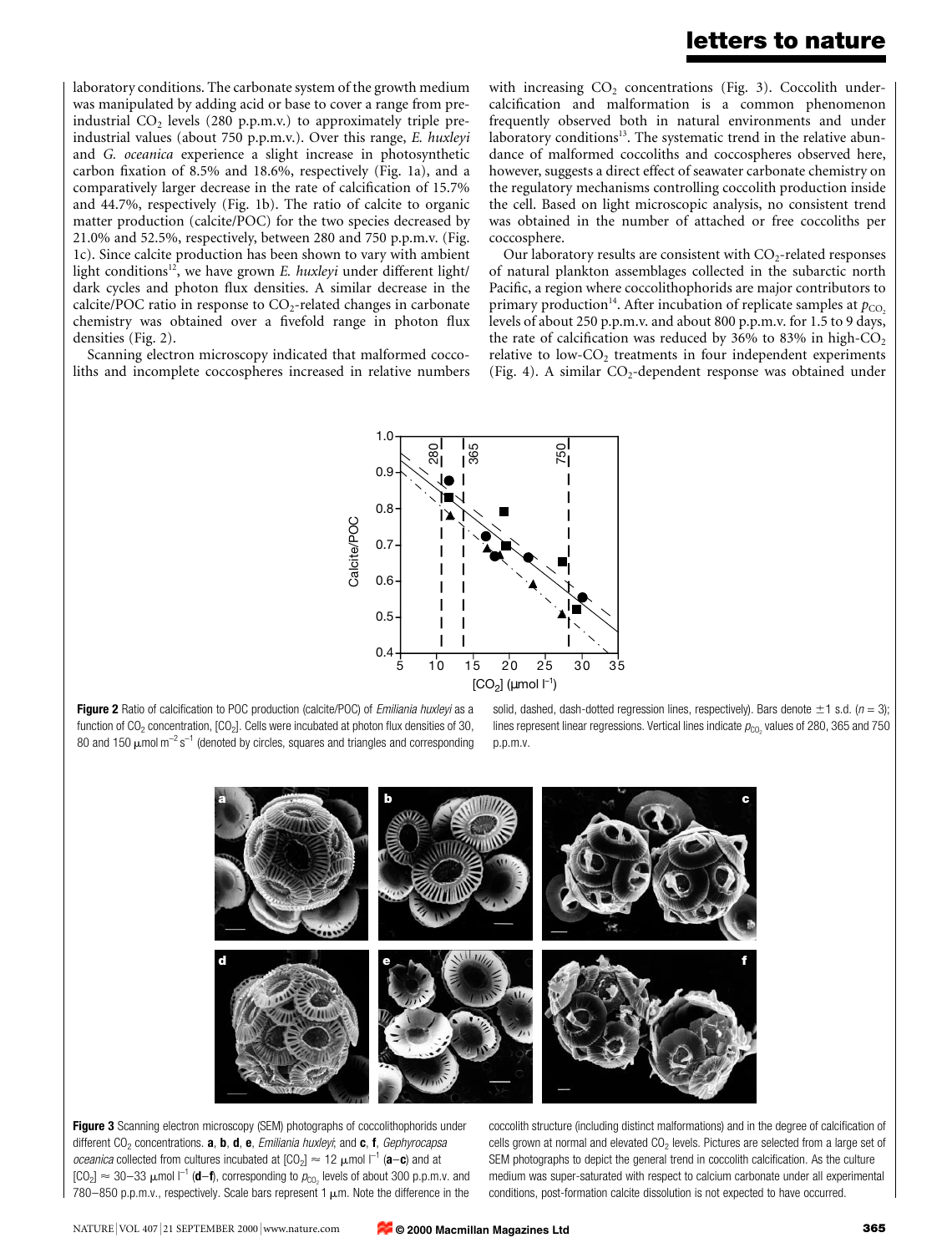laboratory conditions. The carbonate system of the growth medium was manipulated by adding acid or base to cover a range from pre-industrial $CO_2$ levels (280 p.p.m.v.) to approximately triple pre-industrial values (about 750 p.p.m.v.). Over this range, *E. huxleyi* and *G. oceanica* experience a slight increase in photosynthetic carbon fixation of 8.5% and 18.6%, respectively (Fig. 1a), and a comparatively larger decrease in the rate of calcification of 15.7% and 44.7%, respectively (Fig. 1b). The ratio of calcite to organic matter production (calcite/POC) for the two species decreased by 21.0% and 52.5%, respectively, between 280 and 750 p.p.m.v. (Fig. 1c). Since calcite production has been shown to vary with ambient light conditions[12], we have grown *E. huxleyi* under different light/dark cycles and photon flux densities. A similar decrease in the calcite/POC ratio in response to $CO_2$-related changes in carbonate chemistry was obtained over a fivefold range in photon flux densities (Fig. 2).

Scanning electron microscopy indicated that malformed coccoliths and incomplete coccospheres increased in relative numbers with increasing $CO_2$ concentrations (Fig. 3). Coccolith under-calcification and malformation is a common phenomenon frequently observed both in natural environments and under laboratory conditions[13]. The systematic trend in the relative abundance of malformed coccoliths and coccospheres observed here, however, suggests a direct effect of seawater carbonate chemistry on the regulatory mechanisms controlling coccolith production inside the cell. Based on light microscopic analysis, no consistent trend was obtained in the number of attached or free coccoliths per coccosphere.

Our laboratory results are consistent with $CO_2$-related responses of natural plankton assemblages collected in the subarctic north Pacific, a region where coccolithophorids are major contributors to primary production[14]. After incubation of replicate samples at $p_{CO_2}$ levels of about 250 p.p.m.v. and about 800 p.p.m.v. for 1.5 to 9 days, the rate of calcification was reduced by 36% to 83% in high-$CO_2$ relative to low-$CO_2$ treatments in four independent experiments (Fig. 4). A similar $CO_2$-dependent response was obtained under

**Figure 2** Ratio of calcification to POC production (calcite/POC) of *Emiliania huxleyi* as a function of $CO_2$ concentration, $[CO_2]$. Cells were incubated at photon flux densities of 30, 80 and 150 $\mu mol\ m^{-2}\ s^{-1}$ (denoted by circles, squares and triangles and corresponding solid, dashed, dash-dotted regression lines, respectively). Bars denote ±1 s.d. ($n = 3$); lines represent linear regressions. Vertical lines indicate $p_{CO_2}$ values of 280, 365 and 750 p.p.m.v.

**Figure 3** Scanning electron microscopy (SEM) photographs of coccolithophorids under different $CO_2$ concentrations. **a**, **b**, **d**, **e**, *Emiliania huxleyi*; and **c**, **f**, *Gephyrocapsa oceanica* collected from cultures incubated at $[CO_2] \approx 12\ \mu mol\ l^{-1}$ (**a**–**c**) and at $[CO_2] \approx 30$–$33\ \mu mol\ l^{-1}$ (**d**–**f**), corresponding to $p_{CO_2}$ levels of about 300 p.p.m.v. and 780–850 p.p.m.v., respectively. Scale bars represent 1 μm. Note the difference in the coccolith structure (including distinct malformations) and in the degree of calcification of cells grown at normal and elevated $CO_2$ levels. Pictures are selected from a large set of SEM photographs to depict the general trend in coccolith calcification. As the culture medium was super-saturated with respect to calcium carbonate under all experimental conditions, post-formation calcite dissolution is not expected to have occurred.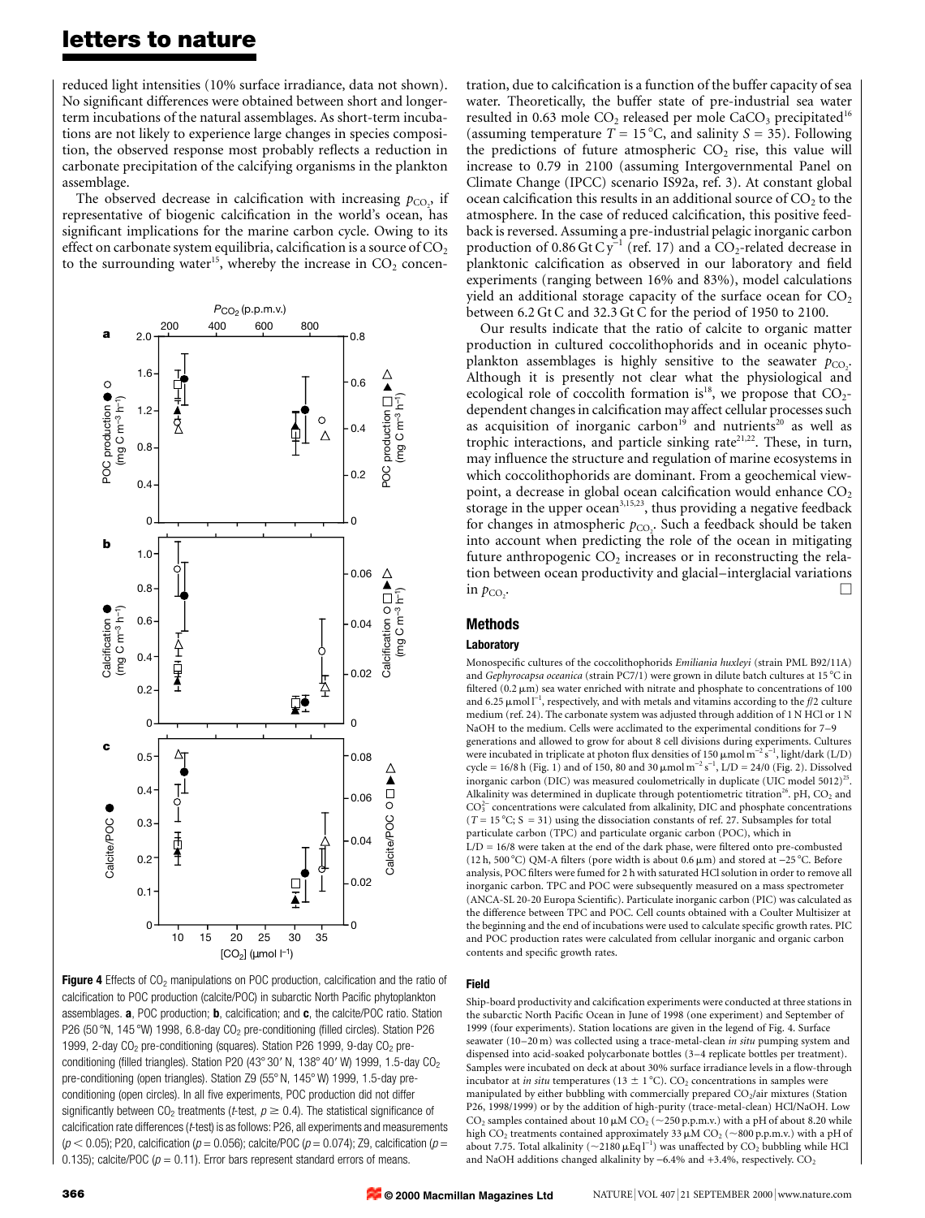reduced light intensities (10% surface irradiance, data not shown). No significant differences were obtained between short and longer-term incubations of the natural assemblages. As short-term incubations are not likely to experience large changes in species composition, the observed response most probably reflects a reduction in carbonate precipitation of the calcifying organisms in the plankton assemblage.

The observed decrease in calcification with increasing $p_{CO_2}$, if representative of biogenic calcification in the world's ocean, has significant implications for the marine carbon cycle. Owing to its effect on carbonate system equilibria, calcification is a source of $CO_2$ to the surrounding water[15], whereby the increase in $CO_2$ concentration, due to calcification is a function of the buffer capacity of sea water. Theoretically, the buffer state of pre-industrial sea water resulted in 0.63 mole $CO_2$ released per mole $CaCO_3$ precipitated[16] (assuming temperature $T = 15\,°C$, and salinity $S = 35$). Following the predictions of future atmospheric $CO_2$ rise, this value will increase to 0.79 in 2100 (assuming Intergovernmental Panel on Climate Change (IPCC) scenario IS92a, ref. 3). At constant global ocean calcification this results in an additional source of $CO_2$ to the atmosphere. In the case of reduced calcification, this positive feedback is reversed. Assuming a pre-industrial pelagic inorganic carbon production of 0.86 Gt C $y^{-1}$ (ref. 17) and a $CO_2$-related decrease in planktonic calcification as observed in our laboratory and field experiments (ranging between 16% and 83%), model calculations yield an additional storage capacity of the surface ocean for $CO_2$ between 6.2 Gt C and 32.3 Gt C for the period of 1950 to 2100.

Our results indicate that the ratio of calcite to organic matter production in cultured coccolithophorids and in oceanic phytoplankton assemblages is highly sensitive to the seawater $p_{CO_2}$. Although it is presently not clear what the physiological and ecological role of coccolith formation is[18], we propose that $CO_2$-dependent changes in calcification may affect cellular processes such as acquisition of inorganic carbon[19] and nutrients[20] as well as trophic interactions, and particle sinking rate[21,22]. These, in turn, may influence the structure and regulation of marine ecosystems in which coccolithophorids are dominant. From a geochemical viewpoint, a decrease in global ocean calcification would enhance $CO_2$ storage in the upper ocean[3,15,23], thus providing a negative feedback for changes in atmospheric $p_{CO_2}$. Such a feedback should be taken into account when predicting the role of the ocean in mitigating future anthropogenic $CO_2$ increases or in reconstructing the relation between ocean productivity and glacial–interglacial variations in $p_{CO_2}$. □

**Figure 4** Effects of $CO_2$ manipulations on POC production, calcification and the ratio of calcification to POC production (calcite/POC) in subarctic North Pacific phytoplankton assemblages. **a**, POC production; **b**, calcification; and **c**, the calcite/POC ratio. Station P26 (50 °N, 145 °W) 1998, 6.8-day $CO_2$ pre-conditioning (filled circles). Station P26 1999, 2-day $CO_2$ pre-conditioning (squares). Station P26 1999, 9-day $CO_2$ pre-conditioning (filled triangles). Station P20 (43° 30′ N, 138° 40′ W) 1999, 1.5-day $CO_2$ pre-conditioning (open triangles). Station Z9 (55° N, 145° W) 1999, 1.5-day pre-conditioning (open circles). In all five experiments, POC production did not differ significantly between $CO_2$ treatments ($t$-test, $p \geq 0.4$). The statistical significance of calcification rate differences ($t$-test) is as follows: P26, all experiments and measurements ($p < 0.05$); P20, calcification ($p = 0.056$); calcite/POC ($p = 0.074$); Z9, calcification ($p = 0.135$); calcite/POC ($p = 0.11$). Error bars represent standard errors of means.

## Methods

### Laboratory

Monospecific cultures of the coccolithophorids *Emiliania huxleyi* (strain PML B92/11A) and *Gephyrocapsa oceanica* (strain PC7/1) were grown in dilute batch cultures at 15 °C in filtered (0.2 μm) sea water enriched with nitrate and phosphate to concentrations of 100 and 6.25 $\mu mol\,l^{-1}$, respectively, and with metals and vitamins according to the *f*/2 culture medium (ref. 24). The carbonate system was adjusted through addition of 1 N HCl or 1 N NaOH to the medium. Cells were acclimated to the experimental conditions for 7–9 generations and allowed to grow for about 8 cell divisions during experiments. Cultures were incubated in triplicate at photon flux densities of 150 $\mu mol\,m^{-2}\,s^{-1}$, light/dark (L/D) cycle = 16/8 h (Fig. 1) and of 150, 80 and 30 $\mu mol\,m^{-2}\,s^{-1}$, L/D = 24/0 (Fig. 2). Dissolved inorganic carbon (DIC) was measured coulometrically in duplicate (UIC model 5012)[25]. Alkalinity was determined in duplicate through potentiometric titration[26]. pH, $CO_2$ and $CO_3^{2-}$ concentrations were calculated from alkalinity, DIC and phosphate concentrations ($T = 15\,°C$; $S = 31$) using the dissociation constants of ref. 27. Subsamples for total particulate carbon (TPC) and particulate organic carbon (POC), which in L/D = 16/8 were taken at the end of the dark phase, were filtered onto pre-combusted (12 h, 500 °C) QM-A filters (pore width is about 0.6 μm) and stored at −25 °C. Before analysis, POC filters were fumed for 2 h with saturated HCl solution in order to remove all inorganic carbon. TPC and POC were subsequently measured on a mass spectrometer (ANCA-SL 20-20 Europa Scientific). Particulate inorganic carbon (PIC) was calculated as the difference between TPC and POC. Cell counts obtained with a Coulter Multisizer at the beginning and the end of incubations were used to calculate specific growth rates. PIC and POC production rates were calculated from cellular inorganic and organic carbon contents and specific growth rates.

### Field

Ship-board productivity and calcification experiments were conducted at three stations in the subarctic North Pacific Ocean in June of 1998 (one experiment) and September of 1999 (four experiments). Station locations are given in the legend of Fig. 4. Surface seawater (10–20 m) was collected using a trace-metal-clean *in situ* pumping system and dispensed into acid-soaked polycarbonate bottles (3–4 replicate bottles per treatment). Samples were incubated on deck at about 30% surface irradiance levels in a flow-through incubator at *in situ* temperatures (13 ± 1 °C). $CO_2$ concentrations in samples were manipulated by either bubbling with commercially prepared $CO_2$/air mixtures (Station P26, 1998/1999) or by the addition of high-purity (trace-metal-clean) HCl/NaOH. Low $CO_2$ samples contained about 10 μM $CO_2$ (~250 p.p.m.v.) with a pH of about 8.20 while high $CO_2$ treatments contained approximately 33 μM $CO_2$ (~800 p.p.m.v.) with a pH of about 7.75. Total alkalinity (~2180 $\mu Eq\,l^{-1}$) was unaffected by $CO_2$ bubbling while HCl and NaOH additions changed alkalinity by −6.4% and +3.4%, respectively. $CO_2$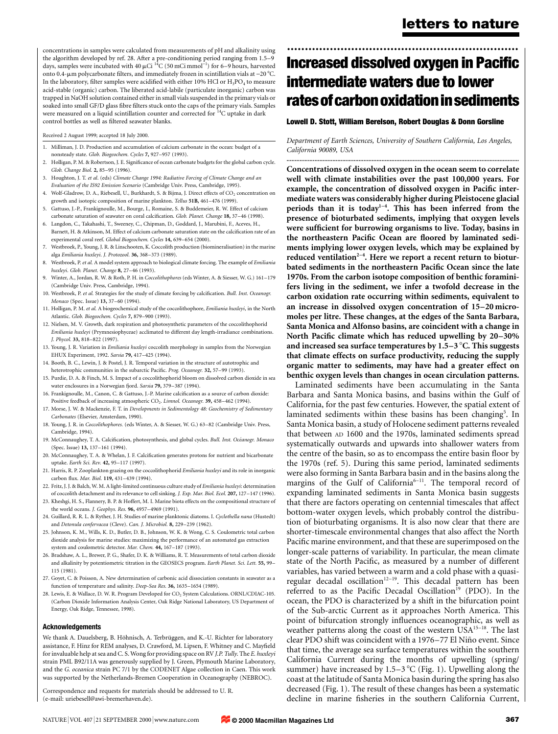concentrations in samples were calculated from measurements of pH and alkalinity using the algorithm developed by ref. 28. After a pre-conditioning period ranging from 1.5–9 days, samples were incubated with 40 μCi $^{14}C$ (50 mCi $mmol^{-1}$) for 6–9 hours, harvested onto 0.4-μm polycarbonate filters, and immediately frozen in scintillation vials at −20 °C. In the laboratory, filter samples were acidified with either 10% HCl or $H_3PO_4$ to measure acid-stable (organic) carbon. The liberated acid-labile (particulate inorganic) carbon was trapped in NaOH solution contained either in small vials suspended in the primary vials or soaked into small GF/D glass fibre filters stuck onto the caps of the primary vials. Samples were measured on a liquid scintillation counter and corrected for $^{14}C$ uptake in dark control bottles as well as filtered seawater blanks.

Received 2 August 1999; accepted 18 July 2000.

1. Milliman, J. D. Production and accumulation of calcium carbonate in the ocean: budget of a nonsteady state. *Glob. Biogeochem. Cycles* **7,** 927–957 (1993).
2. Holligan, P. M. & Robertson, J. E. Significance of ocean carbonate budgets for the global carbon cycle. *Glob. Change Biol.* **2,** 85–95 (1996).
3. Houghton, J. T. *et al.* (eds) *Climate Change 1994: Radiative Forcing of Climate Change and an Evaluation of the IS92 Emission Scenario* (Cambridge Univ. Press, Cambridge, 1995).
4. Wolf-Gladrow, D. A., Riebesell, U., Burkhardt, S. & Bijma, J. Direct effects of $CO_2$ concentration on growth and isotopic composition of marine plankton. *Tellus* **51B,** 461–476 (1999).
5. Gattuso, J.-P., Frankignoulle, M., Bourge, I., Romaine, S. & Buddemeier, R. W. Effect of calcium carbonate saturation of seawater on coral calcification. *Glob. Planet. Change* **18,** 37–46 (1998).
6. Langdon, C., Takahashi, T., Sweeney, C., Chipman, D., Goddard, J., Marubini, F., Aceves, H., Barnett, H. & Atkinson, M. Effect of calcium carbonate saturation state on the calcification rate of an experimental coral reef. *Global Biogeochem. Cycles* **14,** 639–654 (2000).
7. Westbroek, P., Young, J. R. & Linschooten, K. Coccolith production (biomineralisation) in the marine alga *Emiliania huxleyi*. *J. Protozool.* **36,** 368–373 (1989).
8. Westbroek, P. *et al.* A model system approach to biological climate forcing. The example of *Emiliania huxleyi*. *Glob. Planet. Change* **8,** 27–46 (1993).
9. Winter, A., Jordan, R. W. & Roth, P. H. in *Coccolithophores* (eds Winter, A. & Siesser, W. G.) 161–179 (Cambridge Univ. Press, Cambridge, 1994).
10. Westbroek, P. *et al.* Strategies for the study of climate forcing by calcification. *Bull. Inst. Oceanogr. Monaco* (Spec. Issue) **13,** 37–60 (1994).
11. Holligan, P. M. *et al.* A biogeochemical study of the coccolithophore, *Emiliania huxleyi*, in the North Atlantic. *Glob. Biogeochem. Cycles* **7,** 879–900 (1993).
12. Nielsen, M. V. Growth, dark respiration and photosynthetic parameters of the coccolithophorid *Emiliania huxleyi* (Prymnesiophyceae) acclimated to different day length-irradiance combinations. *J. Phycol.* **33,** 818–822 (1997).
13. Young, J. R. Variation in *Emiliania huxleyi* coccolith morphology in samples from the Norwegian EHUX Experiment, 1992. *Sarsia* **79,** 417–425 (1994).
14. Booth, B. C., Lewin, J. & Postel, J. R. Temporal variation in the structure of autotrophic and heterotrophic communities in the subarctic Pacific. *Prog. Oceanogr.* **32,** 57–99 (1993).
15. Purdie, D. A. & Finch, M. S. Impact of a coccolithophorid bloom on dissolved carbon dioxide in sea water enclosures in a Norwegian fjord. *Sarsia* **79,** 379–387 (1994).
16. Frankignoulle, M., Canon, C. & Gattuso, J.-P. Marine calcification as a source of carbon dioxide: Positive feedback of increasing atmospheric $CO_2$. *Limnol. Oceanogr.* **39,** 458–462 (1994).
17. Morse, J. W. & Mackenzie, F. T. in *Developments in Sedimentology 48: Geochemistry of Sedimentary Carbonates* (Elsevier, Amsterdam, 1990).
18. Young, J. R. in *Coccolithophores.* (eds Winter, A. & Siesser, W. G.) 63–82 (Cambridge Univ. Press, Cambridge, 1994).
19. McConnaughey, T. A. Calcification, photosynthesis, and global cycles. *Bull. Inst. Océanogr. Monaco* (Spec. Issue) **13,** 137–161 (1994).
20. McConnaughey, T. A. & Whelan, J. F. Calcification generates protons for nutrient and bicarbonate uptake. *Earth Sci. Rev.* **42,** 95–117 (1997).
21. Harris, R. P. Zooplankton grazing on the coccolithophorid *Emiliania huxleyi* and its role in inorganic carbon flux. *Mar. Biol.* **119,** 431–439 (1994).
22. Fritz, J. J. & Balch, W. M. A light-limited continuous culture study of *Emiliania huxleyi*: determination of coccolith detachment and its relevance to cell sinking. *J. Exp. Mar. Biol. Ecol.* **207,** 127–147 (1996).
23. Kheshgi, H. S., Flannery, B. P. & Hoffert, M. I. Marine biota effects on the compositional structure of the world oceans. *J. Geophys. Res.* **96,** 4957–4969 (1991).
24. Guillard, R. R. L. & Ryther, J. H. Studies of marine planktonic diatoms. I. *Cyclothella nana* (Hustedt) and *Detonula confervacea* (Cleve). *Can. J. Microbiol.* **8,** 229–239 (1962).
25. Johnson, K. M., Wills, K. D., Butler, D. B., Johnson, W. K. & Wong, C. S. Coulometric total carbon dioxide analysis for marine studies: maximizing the performance of an automated gas extraction system and coulometric detector. *Mar. Chem.* **44,** 167–187 (1993).
26. Bradshaw, A. L., Brewer, P. G., Shafer, D. K. & Williams, R. T. Measurements of total carbon dioxide and alkalinity by potentiometric titration in the GEOSECS program. *Earth Planet. Sci. Lett.* **55,** 99–115 (1981).
27. Goyet, C. & Poisson, A. New determination of carbonic acid dissociation constants in seawater as a function of temperature and salinity. *Deep-Sea Res.* **36,** 1635–1654 (1989).
28. Lewis, E. & Wallace, D. W. R. Program Developed for $CO_2$ System Calculations. ORNL/CDIAC-105. (Carbon Dioxide Information Analysis Center, Oak Ridge National Laboratory, US Department of Energy, Oak Ridge, Tennessee, 1998).

### Acknowledgements

We thank A. Dauelsberg, B. Höhnisch, A. Terbrüggen, and K.-U. Richter for laboratory assistance, F. Hinz for REM analyses, D. Crawford, M. Lipsen, F. Whitney and C. Mayfield for invaluable help at sea and C. S. Wong for providing space on RV *J.P. Tully*. The *E. huxleyi* strain PML B92/11A was generously supplied by J. Green, Plymouth Marine Laboratory, and the *G. oceanica* strain PC 7/1 by the CODENET Algae collection in Caen. This work was supported by the Netherlands-Bremen Cooperation in Oceanography (NEBROC).

Correspondence and requests for materials should be addressed to U. R. (e-mail: uriebesell@awi-bremerhaven.de).

# Increased dissolved oxygen in Pacific intermediate waters due to lower rates of carbon oxidation in sediments

**Lowell D. Stott, William Berelson, Robert Douglas & Donn Gorsline**

*Department of Earth Sciences, University of Southern California, Los Angeles, California 90089, USA*

**Concentrations of dissolved oxygen in the ocean seem to correlate well with climate instabilities over the past 100,000 years. For example, the concentration of dissolved oxygen in Pacific intermediate waters was considerably higher during Pleistocene glacial periods than it is today[1–4]. This has been inferred from the presence of bioturbated sediments, implying that oxygen levels were sufficient for burrowing organisms to live. Today, basins in the northeastern Pacific Ocean are floored by laminated sediments implying lower oxygen levels, which may be explained by reduced ventilation[2–4]. Here we report a recent return to bioturbated sediments in the northeastern Pacific Ocean since the late 1970s. From the carbon isotope composition of benthic foraminifers living in the sediment, we infer a twofold decrease in the carbon oxidation rate occurring within sediments, equivalent to an increase in dissolved oxygen concentration of 15–20 micromoles per litre. These changes, at the edges of the Santa Barbara, Santa Monica and Alfonso basins, are coincident with a change in North Pacific climate which has reduced upwelling by 20–30% and increased sea surface temperatures by 1.5–3 °C. This suggests that climate effects on surface productivity, reducing the supply organic matter to sediments, may have had a greater effect on benthic oxygen levels than changes in ocean circulation patterns.**

Laminated sediments have been accumulating in the Santa Barbara and Santa Monica basins, and basins within the Gulf of California, for the past few centuries. However, the spatial extent of laminated sediments within these basins has been changing[5]. In Santa Monica basin, a study of Holocene sediment patterns revealed that between AD 1600 and the 1970s, laminated sediments spread systematically outwards and upwards into shallower waters from the centre of the basin, so as to encompass the entire basin floor by the 1970s (ref. 5). During this same period, laminated sediments were also forming in Santa Barbara basin and in the basins along the margins of the Gulf of California[6–11]. The temporal record of expanding laminated sediments in Santa Monica basin suggests that there are factors operating on centennial timescales that affect bottom-water oxygen levels, which probably control the distribution of bioturbating organisms. It is also now clear that there are shorter-timescale environmental changes that also affect the North Pacific marine environment, and that these are superimposed on the longer-scale patterns of variability. In particular, the mean climate state of the North Pacific, as measured by a number of different variables, has varied between a warm and a cold phase with a quasi-regular decadal oscillation[12–19]. This decadal pattern has been referred to as the Pacific Decadal Oscillation[19] (PDO). In the ocean, the PDO is characterized by a shift in the bifurcation point of the Sub-arctic Current as it approaches North America. This point of bifurcation strongly influences oceanographic, as well as weather patterns along the coast of the western USA[15–18]. The last clear PDO shift was coincident with a 1976–77 El Niño event. Since that time, the average sea surface temperatures within the southern California Current during the months of upwelling (spring/summer) have increased by 1.5–3 °C (Fig. 1). Upwelling along the coast at the latitude of Santa Monica basin during the spring has also decreased (Fig. 1). The result of these changes has been a systematic decline in marine fisheries in the southern California Current,